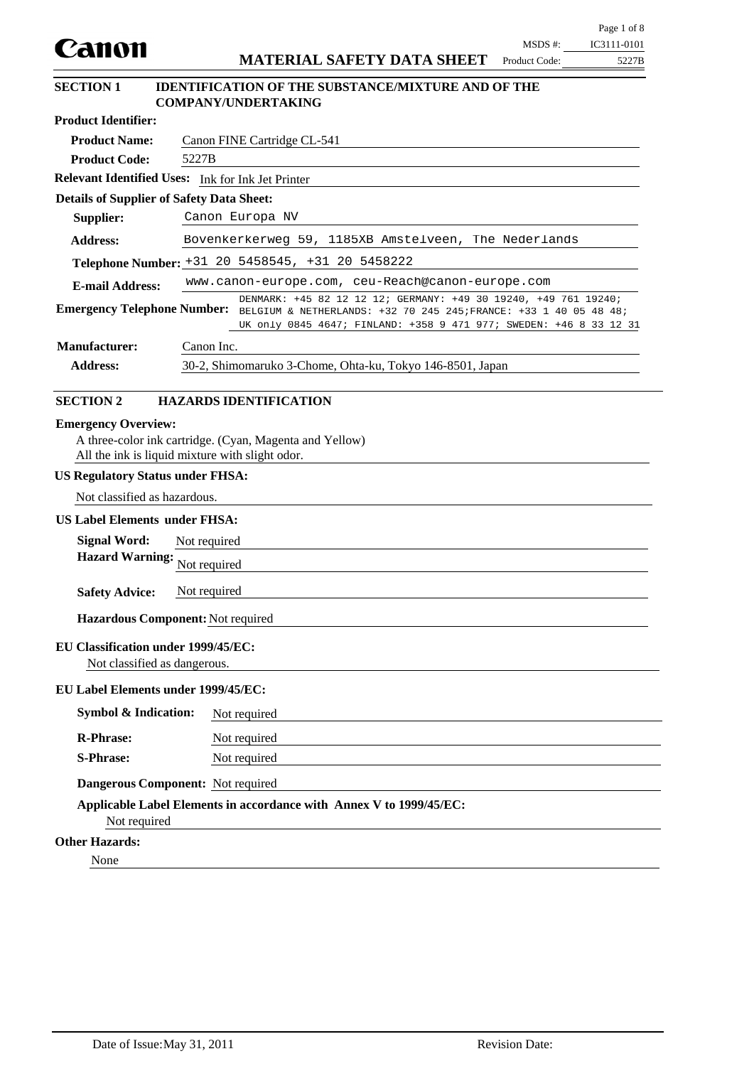Canon

# MATERIAL SAFETY DATA SHEET

MSDS #: IC3111-0101
Product Code: 5227B

## SECTION 1 IDENTIFICATION OF THE SUBSTANCE/MIXTURE AND OF THE COMPANY/UNDERTAKING

**Product Identifier:**

**Product Name:** Canon FINE Cartridge CL-541

**Product Code:** 5227B

**Relevant Identified Uses:** Ink for Ink Jet Printer

**Details of Supplier of Safety Data Sheet:**

**Supplier:** Canon Europa NV

**Address:** Bovenkerkerweg 59, 1185XB Amstelveen, The Nederlands

**Telephone Number:** +31 20 5458545, +31 20 5458222

**E-mail Address:** www.canon-europe.com, ceu-Reach@canon-europe.com

**Emergency Telephone Number:** DENMARK: +45 82 12 12 12; GERMANY: +49 30 19240, +49 761 19240; BELGIUM & NETHERLANDS: +32 70 245 245;FRANCE: +33 1 40 05 48 48; UK only 0845 4647; FINLAND: +358 9 471 977; SWEDEN: +46 8 33 12 31

**Manufacturer:** Canon Inc.

**Address:** 30-2, Shimomaruko 3-Chome, Ohta-ku, Tokyo 146-8501, Japan

## SECTION 2 HAZARDS IDENTIFICATION

**Emergency Overview:**

A three-color ink cartridge. (Cyan, Magenta and Yellow)
All the ink is liquid mixture with slight odor.

**US Regulatory Status under FHSA:**

Not classified as hazardous.

**US Label Elements under FHSA:**

**Signal Word:** Not required

**Hazard Warning:** Not required

**Safety Advice:** Not required

**Hazardous Component:** Not required

**EU Classification under 1999/45/EC:**

Not classified as dangerous.

**EU Label Elements under 1999/45/EC:**

**Symbol & Indication:** Not required

**R-Phrase:** Not required

**S-Phrase:** Not required

**Dangerous Component:** Not required

**Applicable Label Elements in accordance with Annex V to 1999/45/EC:**

Not required

**Other Hazards:**

None

Date of Issue: May 31, 2011 Revision Date: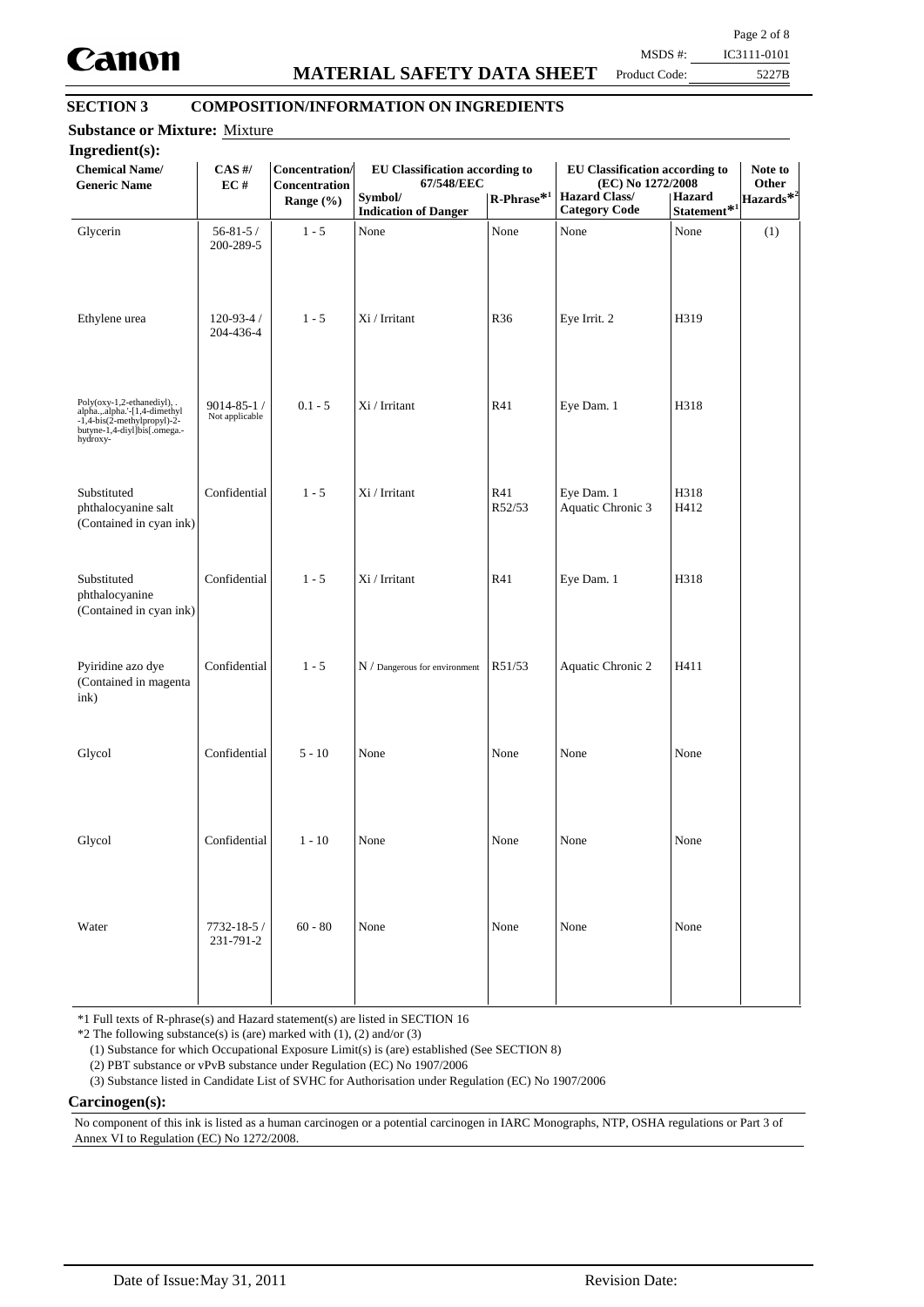## SECTION 3 COMPOSITION/INFORMATION ON INGREDIENTS

**Substance or Mixture:** Mixture

**Ingredient(s):**

| Chemical Name/ Generic Name | CAS #/ EC # | Concentration/ Concentration Range (%) | EU Classification according to 67/548/EEC | | EU Classification according to (EC) No 1272/2008 | | Note to Other Hazards*2 |
|---|---|---|---|---|---|---|---|
| | | | Symbol/ Indication of Danger | R-Phrase*1 | Hazard Class/ Category Code | Hazard Statement*1 | |
| Glycerin | 56-81-5 / 200-289-5 | 1 - 5 | None | None | None | None | (1) |
| Ethylene urea | 120-93-4 / 204-436-4 | 1 - 5 | Xi / Irritant | R36 | Eye Irrit. 2 | H319 | |
| Poly(oxy-1,2-ethanediyl), .alpha.,.alpha.'-[1,4-dimethyl-1,4-bis(2-methylpropyl)-2-butyne-1,4-diyl]bis[.omega.-hydroxy- | 9014-85-1 / Not applicable | 0.1 - 5 | Xi / Irritant | R41 | Eye Dam. 1 | H318 | |
| Substituted phthalocyanine salt (Contained in cyan ink) | Confidential | 1 - 5 | Xi / Irritant | R41 R52/53 | Eye Dam. 1 Aquatic Chronic 3 | H318 H412 | |
| Substituted phthalocyanine (Contained in cyan ink) | Confidential | 1 - 5 | Xi / Irritant | R41 | Eye Dam. 1 | H318 | |
| Pyiridine azo dye (Contained in magenta ink) | Confidential | 1 - 5 | N / Dangerous for environment | R51/53 | Aquatic Chronic 2 | H411 | |
| Glycol | Confidential | 5 - 10 | None | None | None | None | |
| Glycol | Confidential | 1 - 10 | None | None | None | None | |
| Water | 7732-18-5 / 231-791-2 | 60 - 80 | None | None | None | None | |

*1 Full texts of R-phrase(s) and Hazard statement(s) are listed in SECTION 16

*2 The following substance(s) is (are) marked with (1), (2) and/or (3)

(1) Substance for which Occupational Exposure Limit(s) is (are) established (See SECTION 8)

(2) PBT substance or vPvB substance under Regulation (EC) No 1907/2006

(3) Substance listed in Candidate List of SVHC for Authorisation under Regulation (EC) No 1907/2006

**Carcinogen(s):**

No component of this ink is listed as a human carcinogen or a potential carcinogen in IARC Monographs, NTP, OSHA regulations or Part 3 of Annex VI to Regulation (EC) No 1272/2008.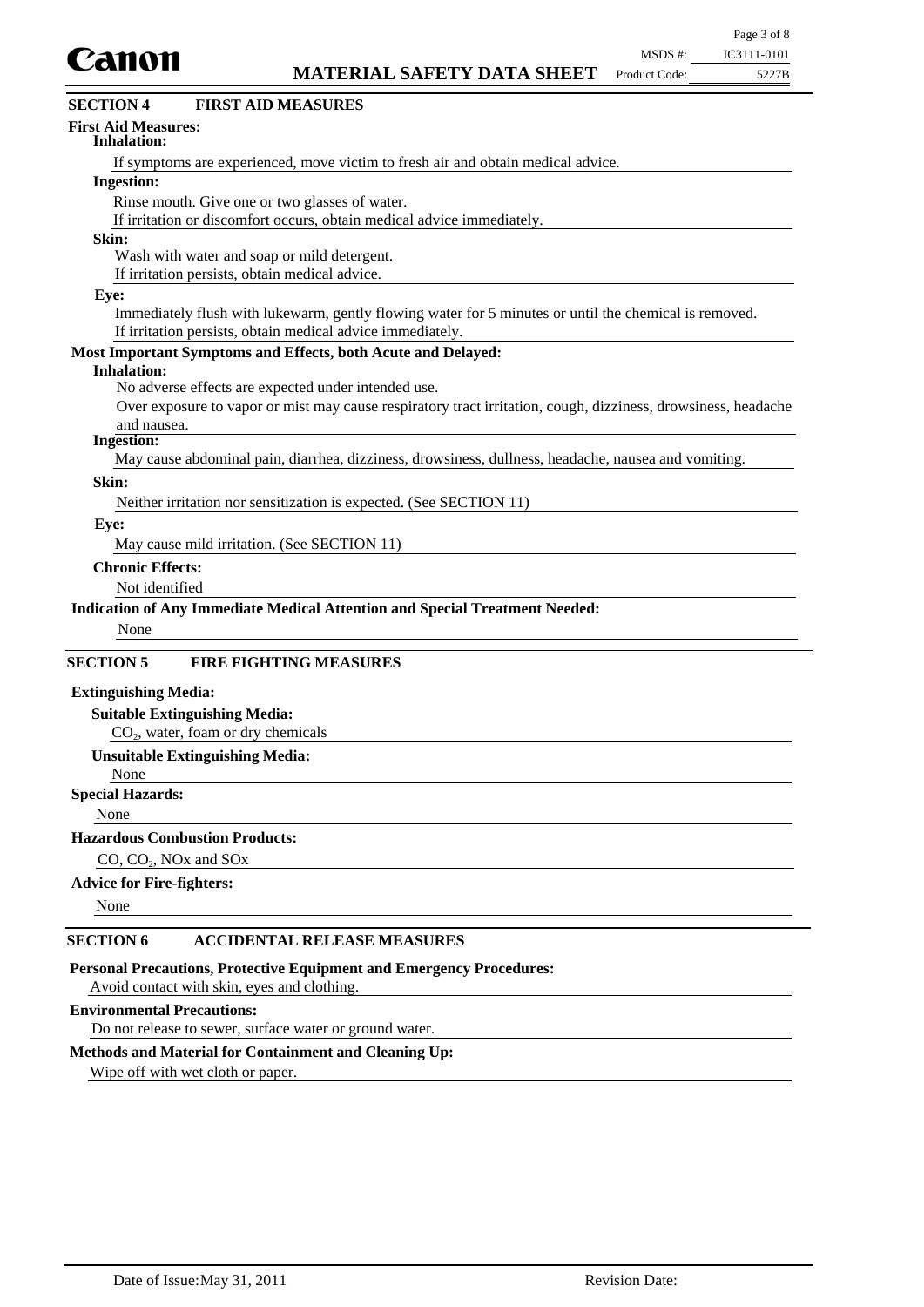## SECTION 4 FIRST AID MEASURES

**First Aid Measures:**

**Inhalation:**

If symptoms are experienced, move victim to fresh air and obtain medical advice.

**Ingestion:**

Rinse mouth. Give one or two glasses of water.
If irritation or discomfort occurs, obtain medical advice immediately.

**Skin:**

Wash with water and soap or mild detergent.
If irritation persists, obtain medical advice.

**Eye:**

Immediately flush with lukewarm, gently flowing water for 5 minutes or until the chemical is removed.
If irritation persists, obtain medical advice immediately.

**Most Important Symptoms and Effects, both Acute and Delayed:**

**Inhalation:**

No adverse effects are expected under intended use.
Over exposure to vapor or mist may cause respiratory tract irritation, cough, dizziness, drowsiness, headache and nausea.

**Ingestion:**

May cause abdominal pain, diarrhea, dizziness, drowsiness, dullness, headache, nausea and vomiting.

**Skin:**

Neither irritation nor sensitization is expected. (See SECTION 11)

**Eye:**

May cause mild irritation. (See SECTION 11)

**Chronic Effects:**

Not identified

**Indication of Any Immediate Medical Attention and Special Treatment Needed:**

None

## SECTION 5 FIRE FIGHTING MEASURES

**Extinguishing Media:**

**Suitable Extinguishing Media:**

$CO_2$, water, foam or dry chemicals

**Unsuitable Extinguishing Media:**

None

**Special Hazards:**

None

**Hazardous Combustion Products:**

CO, $CO_2$, NOx and SOx

**Advice for Fire-fighters:**

None

## SECTION 6 ACCIDENTAL RELEASE MEASURES

**Personal Precautions, Protective Equipment and Emergency Procedures:**

Avoid contact with skin, eyes and clothing.

**Environmental Precautions:**

Do not release to sewer, surface water or ground water.

**Methods and Material for Containment and Cleaning Up:**

Wipe off with wet cloth or paper.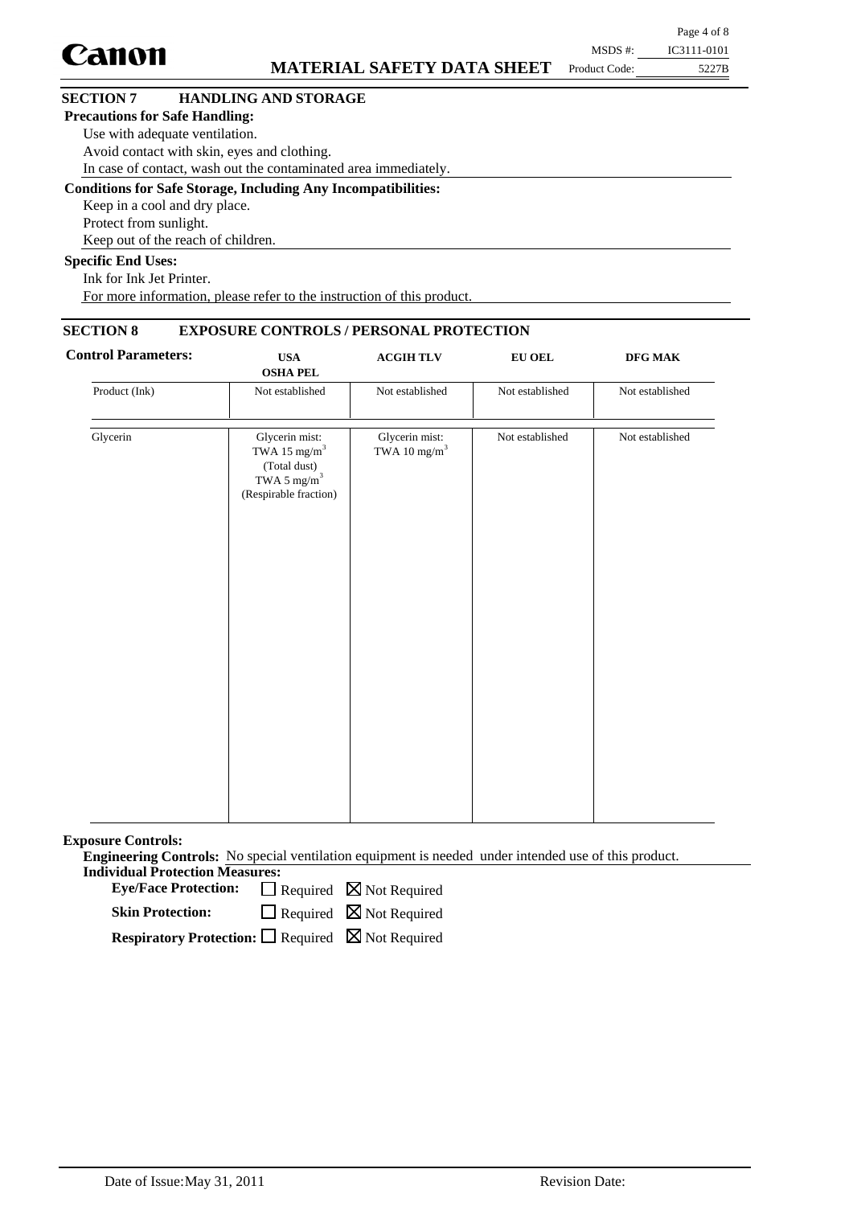## SECTION 7 HANDLING AND STORAGE

**Precautions for Safe Handling:**

Use with adequate ventilation.
Avoid contact with skin, eyes and clothing.
In case of contact, wash out the contaminated area immediately.

**Conditions for Safe Storage, Including Any Incompatibilities:**

Keep in a cool and dry place.
Protect from sunlight.
Keep out of the reach of children.

**Specific End Uses:**

Ink for Ink Jet Printer.
For more information, please refer to the instruction of this product.

## SECTION 8 EXPOSURE CONTROLS / PERSONAL PROTECTION

**Control Parameters:**

| | USA OSHA PEL | ACGIH TLV | EU OEL | DFG MAK |
|---|---|---|---|---|
| Product (Ink) | Not established | Not established | Not established | Not established |
| Glycerin | Glycerin mist: TWA 15 $mg/m^3$ (Total dust) TWA 5 $mg/m^3$ (Respirable fraction) | Glycerin mist: TWA 10 $mg/m^3$ | Not established | Not established |

**Exposure Controls:**

**Engineering Controls:** No special ventilation equipment is needed under intended use of this product.

**Individual Protection Measures:**

**Eye/Face Protection:** ☐ Required ☒ Not Required

**Skin Protection:** ☐ Required ☒ Not Required

**Respiratory Protection:** ☐ Required ☒ Not Required

Date of Issue: May 31, 2011 Revision Date: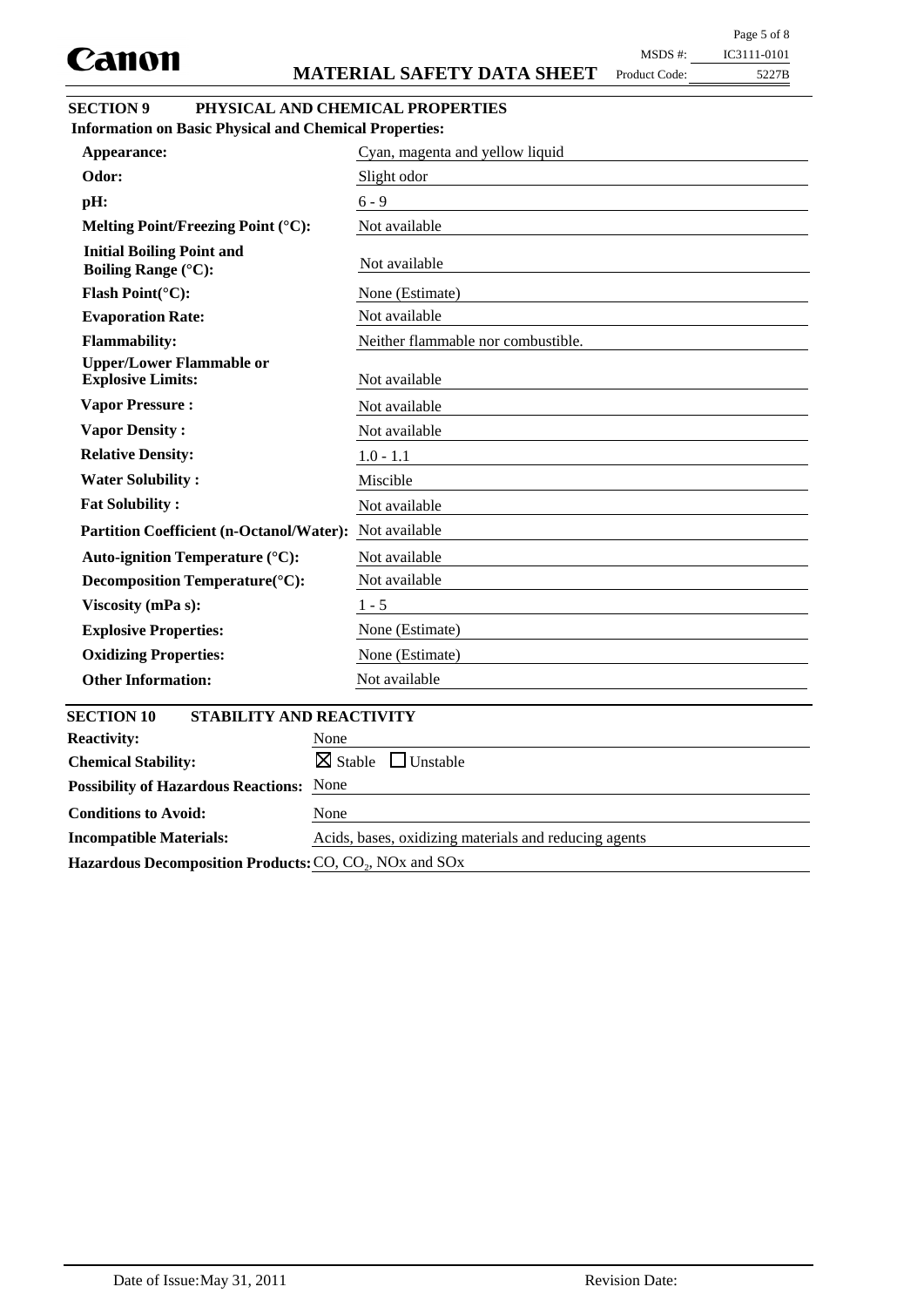## SECTION 9 PHYSICAL AND CHEMICAL PROPERTIES

**Information on Basic Physical and Chemical Properties:**

| Property | Value |
|---|---|
| **Appearance:** | Cyan, magenta and yellow liquid |
| **Odor:** | Slight odor |
| **pH:** | 6 - 9 |
| **Melting Point/Freezing Point (°C):** | Not available |
| **Initial Boiling Point and Boiling Range (°C):** | Not available |
| **Flash Point(°C):** | None (Estimate) |
| **Evaporation Rate:** | Not available |
| **Flammability:** | Neither flammable nor combustible. |
| **Upper/Lower Flammable or Explosive Limits:** | Not available |
| **Vapor Pressure :** | Not available |
| **Vapor Density :** | Not available |
| **Relative Density:** | 1.0 - 1.1 |
| **Water Solubility :** | Miscible |
| **Fat Solubility :** | Not available |
| **Partition Coefficient (n-Octanol/Water):** | Not available |
| **Auto-ignition Temperature (°C):** | Not available |
| **Decomposition Temperature(°C):** | Not available |
| **Viscosity (mPa s):** | 1 - 5 |
| **Explosive Properties:** | None (Estimate) |
| **Oxidizing Properties:** | None (Estimate) |
| **Other Information:** | Not available |

## SECTION 10 STABILITY AND REACTIVITY

| Property | Value |
|---|---|
| **Reactivity:** | None |
| **Chemical Stability:** | ☒ Stable ☐ Unstable |
| **Possibility of Hazardous Reactions:** | None |
| **Conditions to Avoid:** | None |
| **Incompatible Materials:** | Acids, bases, oxidizing materials and reducing agents |
| **Hazardous Decomposition Products:** | CO, $CO_2$, NOx and SOx |

Date of Issue: May 31, 2011 Revision Date: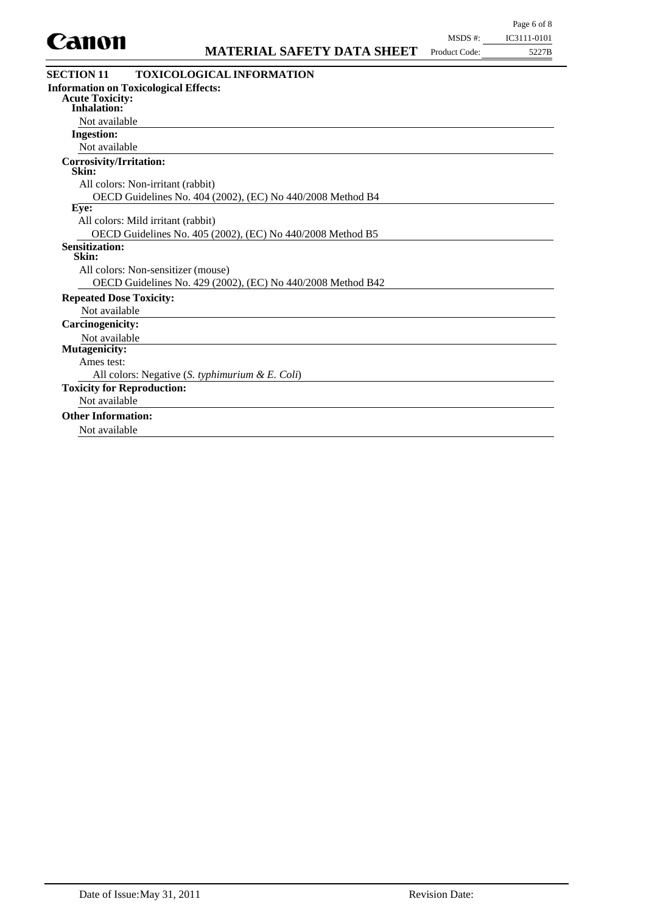## SECTION 11 TOXICOLOGICAL INFORMATION

**Information on Toxicological Effects:**

**Acute Toxicity:**

**Inhalation:**

Not available

**Ingestion:**

Not available

**Corrosivity/Irritation:**

**Skin:**

All colors: Non-irritant (rabbit)

OECD Guidelines No. 404 (2002), (EC) No 440/2008 Method B4

**Eye:**

All colors: Mild irritant (rabbit)

OECD Guidelines No. 405 (2002), (EC) No 440/2008 Method B5

**Sensitization:**

**Skin:**

All colors: Non-sensitizer (mouse)

OECD Guidelines No. 429 (2002), (EC) No 440/2008 Method B42

**Repeated Dose Toxicity:**

Not available

**Carcinogenicity:**

Not available

**Mutagenicity:**

Ames test:

All colors: Negative (*S. typhimurium & E. Coli*)

**Toxicity for Reproduction:**

Not available

**Other Information:**

Not available

Date of Issue: May 31, 2011 Revision Date: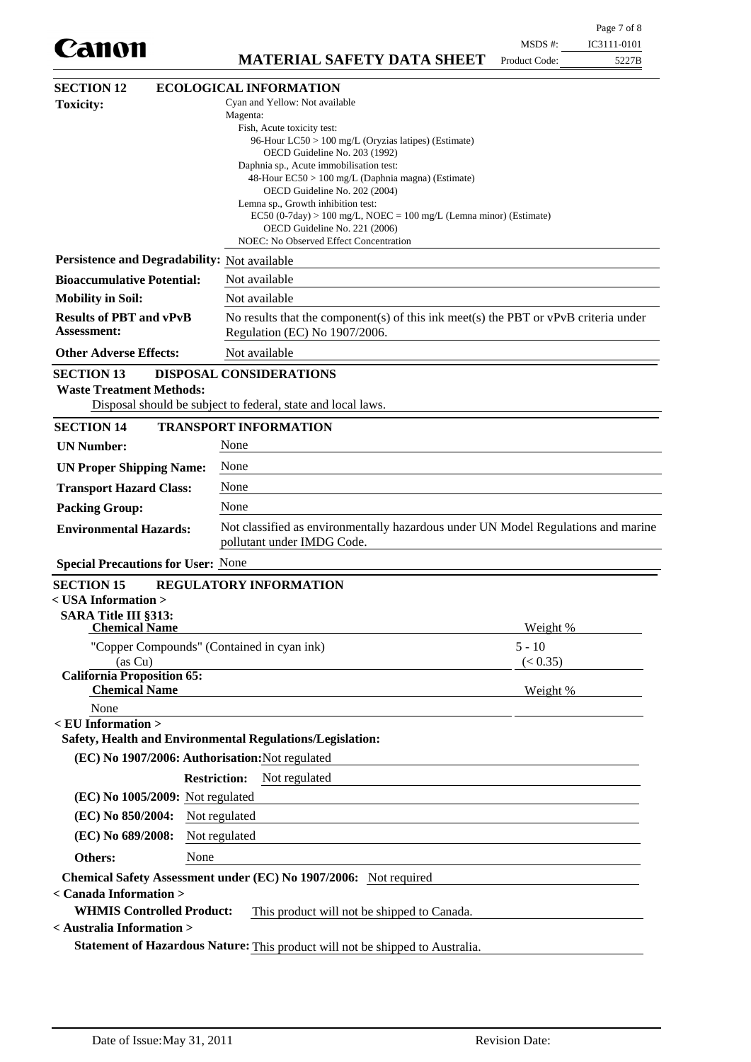## SECTION 12 ECOLOGICAL INFORMATION

**Toxicity:**

Cyan and Yellow: Not available

Magenta:

- Fish, Acute toxicity test:
  - 96-Hour LC50 > 100 mg/L (Oryzias latipes) (Estimate)
  - OECD Guideline No. 203 (1992)
- Daphnia sp., Acute immobilisation test:
  - 48-Hour EC50 > 100 mg/L (Daphnia magna) (Estimate)
  - OECD Guideline No. 202 (2004)
- Lemna sp., Growth inhibition test:
  - EC50 (0-7day) > 100 mg/L, NOEC = 100 mg/L (Lemna minor) (Estimate)
  - OECD Guideline No. 221 (2006)
- NOEC: No Observed Effect Concentration

**Persistence and Degradability:** Not available

**Bioaccumulative Potential:** Not available

**Mobility in Soil:** Not available

**Results of PBT and vPvB Assessment:** No results that the component(s) of this ink meet(s) the PBT or vPvB criteria under Regulation (EC) No 1907/2006.

**Other Adverse Effects:** Not available

## SECTION 13 DISPOSAL CONSIDERATIONS

**Waste Treatment Methods:**

Disposal should be subject to federal, state and local laws.

## SECTION 14 TRANSPORT INFORMATION

**UN Number:** None

**UN Proper Shipping Name:** None

**Transport Hazard Class:** None

**Packing Group:** None

**Environmental Hazards:** Not classified as environmentally hazardous under UN Model Regulations and marine pollutant under IMDG Code.

**Special Precautions for User:** None

## SECTION 15 REGULATORY INFORMATION

**< USA Information >**

**SARA Title III §313:**

| Chemical Name | Weight % |
|---|---|
| "Copper Compounds" (Contained in cyan ink) (as Cu) | 5 - 10 (< 0.35) |

**California Proposition 65:**

| Chemical Name | Weight % |
|---|---|
| None | |

**< EU Information >**

**Safety, Health and Environmental Regulations/Legislation:**

**(EC) No 1907/2006: Authorisation:** Not regulated

**Restriction:** Not regulated

**(EC) No 1005/2009:** Not regulated

**(EC) No 850/2004:** Not regulated

**(EC) No 689/2008:** Not regulated

**Others:** None

**Chemical Safety Assessment under (EC) No 1907/2006:** Not required

**< Canada Information >**

**WHMIS Controlled Product:** This product will not be shipped to Canada.

**< Australia Information >**

**Statement of Hazardous Nature:** This product will not be shipped to Australia.

Date of Issue: May 31, 2011 Revision Date: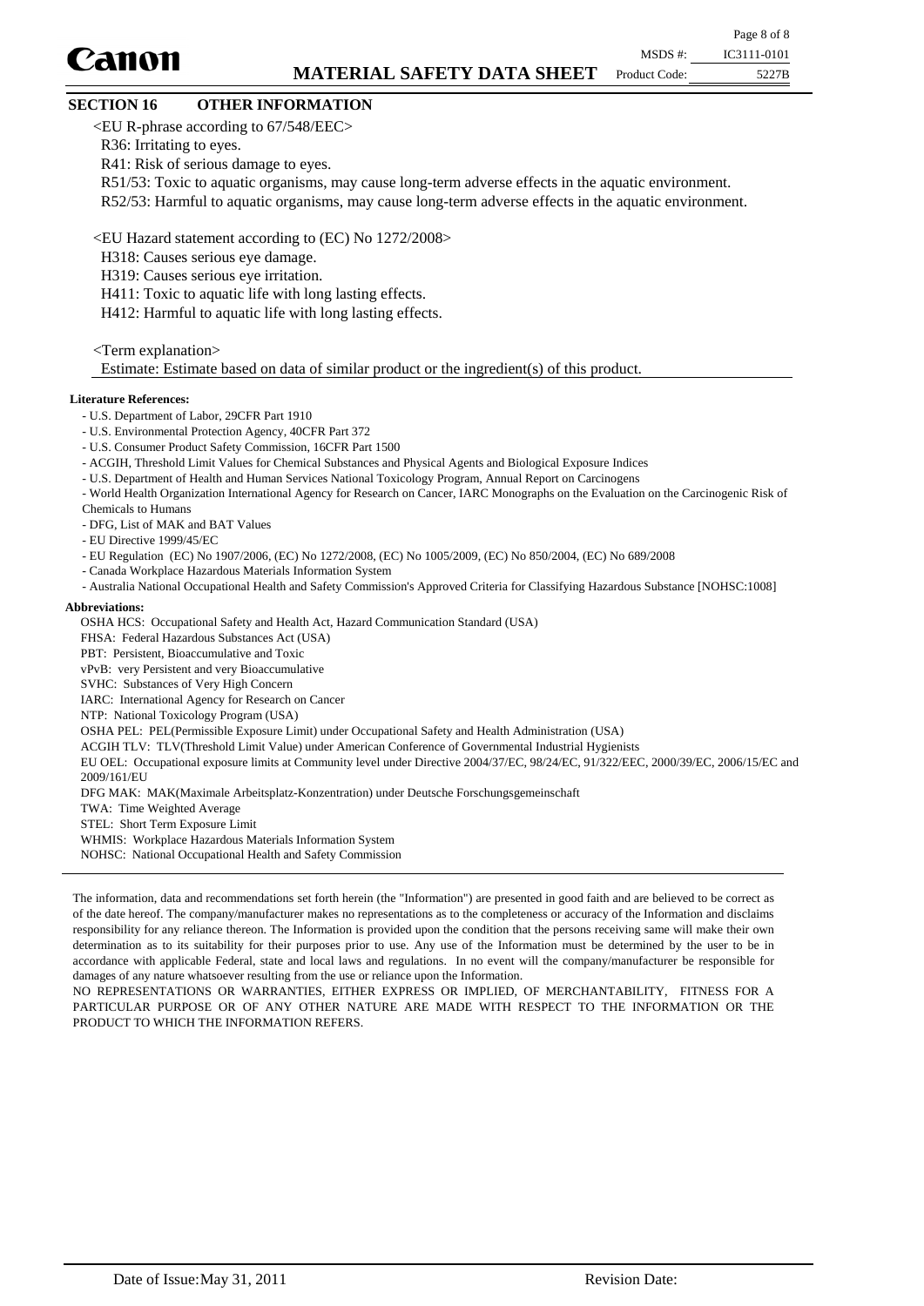## SECTION 16 OTHER INFORMATION

<EU R-phrase according to 67/548/EEC>

R36: Irritating to eyes.
R41: Risk of serious damage to eyes.
R51/53: Toxic to aquatic organisms, may cause long-term adverse effects in the aquatic environment.
R52/53: Harmful to aquatic organisms, may cause long-term adverse effects in the aquatic environment.

<EU Hazard statement according to (EC) No 1272/2008>

H318: Causes serious eye damage.
H319: Causes serious eye irritation.
H411: Toxic to aquatic life with long lasting effects.
H412: Harmful to aquatic life with long lasting effects.

<Term explanation>

Estimate: Estimate based on data of similar product or the ingredient(s) of this product.

**Literature References:**

- U.S. Department of Labor, 29CFR Part 1910
- U.S. Environmental Protection Agency, 40CFR Part 372
- U.S. Consumer Product Safety Commission, 16CFR Part 1500
- ACGIH, Threshold Limit Values for Chemical Substances and Physical Agents and Biological Exposure Indices
- U.S. Department of Health and Human Services National Toxicology Program, Annual Report on Carcinogens
- World Health Organization International Agency for Research on Cancer, IARC Monographs on the Evaluation on the Carcinogenic Risk of Chemicals to Humans
- DFG, List of MAK and BAT Values
- EU Directive 1999/45/EC
- EU Regulation (EC) No 1907/2006, (EC) No 1272/2008, (EC) No 1005/2009, (EC) No 850/2004, (EC) No 689/2008
- Canada Workplace Hazardous Materials Information System
- Australia National Occupational Health and Safety Commission's Approved Criteria for Classifying Hazardous Substance [NOHSC:1008]

**Abbreviations:**

OSHA HCS: Occupational Safety and Health Act, Hazard Communication Standard (USA)
FHSA: Federal Hazardous Substances Act (USA)
PBT: Persistent, Bioaccumulative and Toxic
vPvB: very Persistent and very Bioaccumulative
SVHC: Substances of Very High Concern
IARC: International Agency for Research on Cancer
NTP: National Toxicology Program (USA)
OSHA PEL: PEL(Permissible Exposure Limit) under Occupational Safety and Health Administration (USA)
ACGIH TLV: TLV(Threshold Limit Value) under American Conference of Governmental Industrial Hygienists
EU OEL: Occupational exposure limits at Community level under Directive 2004/37/EC, 98/24/EC, 91/322/EEC, 2000/39/EC, 2006/15/EC and 2009/161/EU
DFG MAK: MAK(Maximale Arbeitsplatz-Konzentration) under Deutsche Forschungsgemeinschaft
TWA: Time Weighted Average
STEL: Short Term Exposure Limit
WHMIS: Workplace Hazardous Materials Information System
NOHSC: National Occupational Health and Safety Commission

The information, data and recommendations set forth herein (the "Information") are presented in good faith and are believed to be correct as of the date hereof. The company/manufacturer makes no representations as to the completeness or accuracy of the Information and disclaims responsibility for any reliance thereon. The Information is provided upon the condition that the persons receiving same will make their own determination as to its suitability for their purposes prior to use. Any use of the Information must be determined by the user to be in accordance with applicable Federal, state and local laws and regulations. In no event will the company/manufacturer be responsible for damages of any nature whatsoever resulting from the use or reliance upon the Information.

NO REPRESENTATIONS OR WARRANTIES, EITHER EXPRESS OR IMPLIED, OF MERCHANTABILITY, FITNESS FOR A PARTICULAR PURPOSE OR OF ANY OTHER NATURE ARE MADE WITH RESPECT TO THE INFORMATION OR THE PRODUCT TO WHICH THE INFORMATION REFERS.